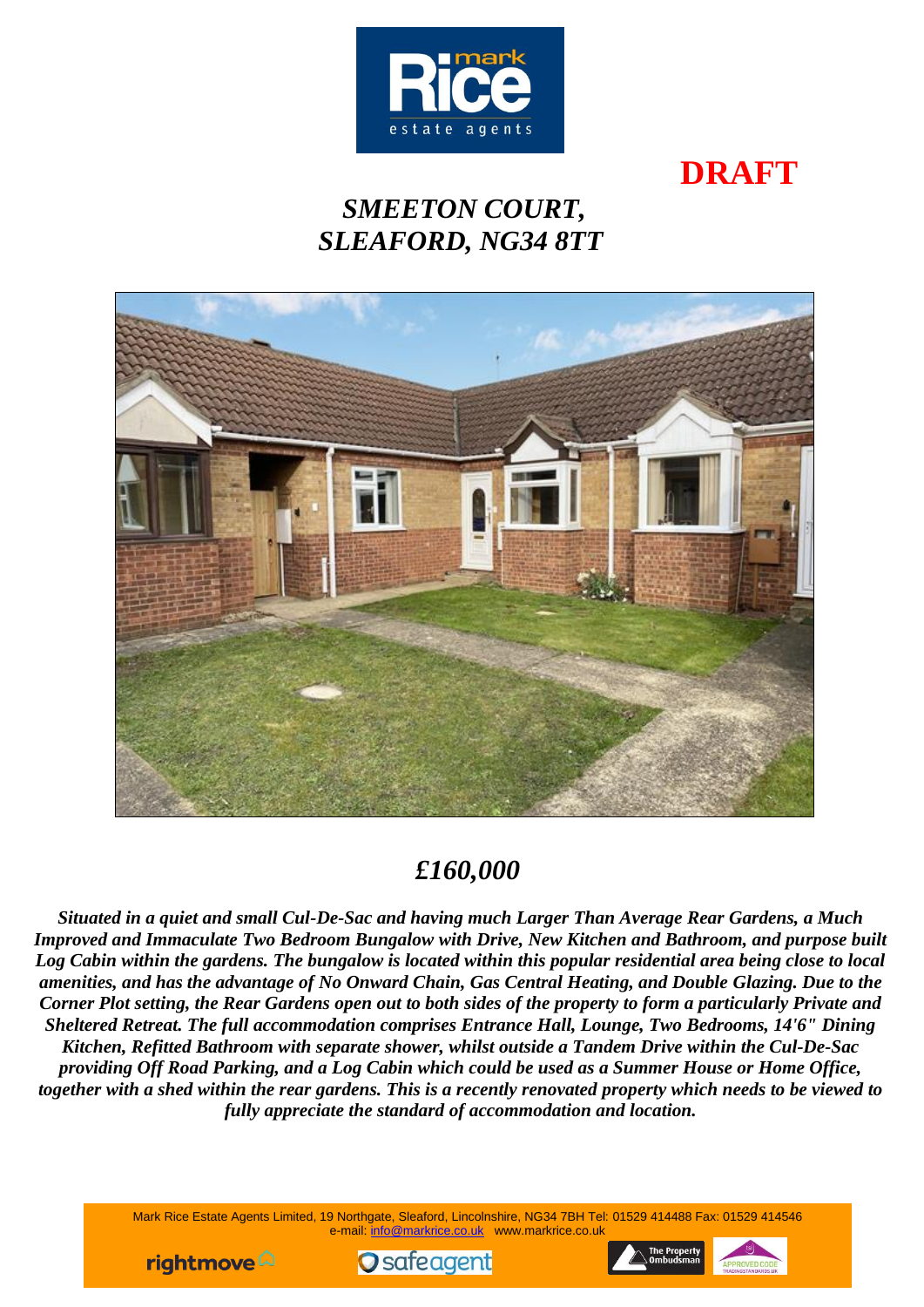**DRAFT**

# *SMEETON COURT, SLEAFORD, NG34 8TT*

## *£160,000*

***Situated in a quiet and small Cul-De-Sac and having much Larger Than Average Rear Gardens, a Much Improved and Immaculate Two Bedroom Bungalow with Drive, New Kitchen and Bathroom, and purpose built Log Cabin within the gardens. The bungalow is located within this popular residential area being close to local amenities, and has the advantage of No Onward Chain, Gas Central Heating, and Double Glazing. Due to the Corner Plot setting, the Rear Gardens open out to both sides of the property to form a particularly Private and Sheltered Retreat. The full accommodation comprises Entrance Hall, Lounge, Two Bedrooms, 14'6" Dining Kitchen, Refitted Bathroom with separate shower, whilst outside a Tandem Drive within the Cul-De-Sac providing Off Road Parking, and a Log Cabin which could be used as a Summer House or Home Office, together with a shed within the rear gardens. This is a recently renovated property which needs to be viewed to fully appreciate the standard of accommodation and location.***

Mark Rice Estate Agents Limited, 19 Northgate, Sleaford, Lincolnshire, NG34 7BH Tel: 01529 414488 Fax: 01529 414546
e-mail: info@markrice.co.uk www.markrice.co.uk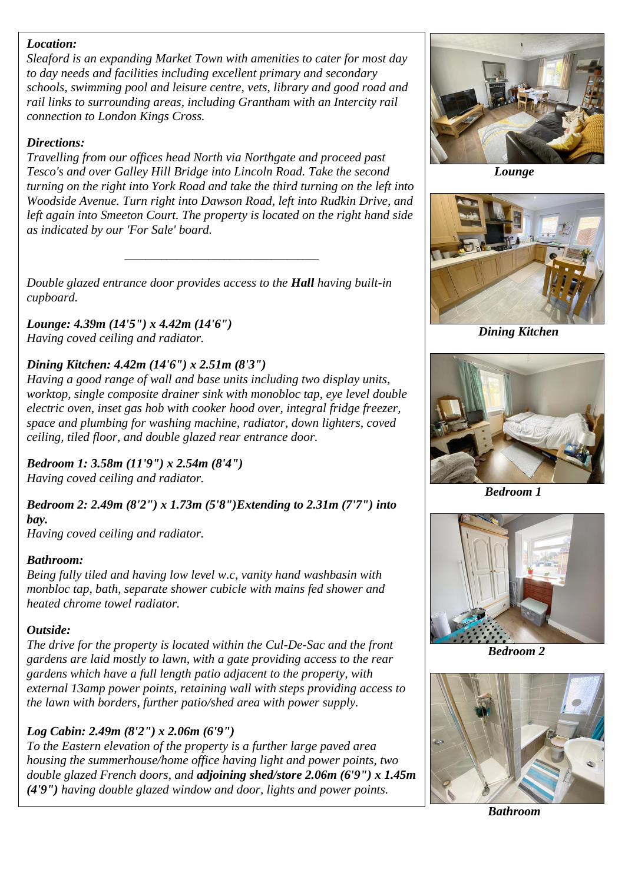***Location:***

*Sleaford is an expanding Market Town with amenities to cater for most day to day needs and facilities including excellent primary and secondary schools, swimming pool and leisure centre, vets, library and good road and rail links to surrounding areas, including Grantham with an Intercity rail connection to London Kings Cross.*

***Directions:***

*Travelling from our offices head North via Northgate and proceed past Tesco's and over Galley Hill Bridge into Lincoln Road. Take the second turning on the right into York Road and take the third turning on the left into Woodside Avenue. Turn right into Dawson Road, left into Rudkin Drive, and left again into Smeeton Court. The property is located on the right hand side as indicated by our 'For Sale' board.*

---

*Double glazed entrance door provides access to the **Hall** having built-in cupboard.*

***Lounge: 4.39m (14'5") x 4.42m (14'6")***
*Having coved ceiling and radiator.*

***Dining Kitchen: 4.42m (14'6") x 2.51m (8'3")***
*Having a good range of wall and base units including two display units, worktop, single composite drainer sink with monobloc tap, eye level double electric oven, inset gas hob with cooker hood over, integral fridge freezer, space and plumbing for washing machine, radiator, down lighters, coved ceiling, tiled floor, and double glazed rear entrance door.*

***Bedroom 1: 3.58m (11'9") x 2.54m (8'4")***
*Having coved ceiling and radiator.*

***Bedroom 2: 2.49m (8'2") x 1.73m (5'8")Extending to 2.31m (7'7") into bay.***
*Having coved ceiling and radiator.*

***Bathroom:***
*Being fully tiled and having low level w.c, vanity hand washbasin with monbloc tap, bath, separate shower cubicle with mains fed shower and heated chrome towel radiator.*

***Outside:***
*The drive for the property is located within the Cul-De-Sac and the front gardens are laid mostly to lawn, with a gate providing access to the rear gardens which have a full length patio adjacent to the property, with external 13amp power points, retaining wall with steps providing access to the lawn with borders, further patio/shed area with power supply.*

***Log Cabin: 2.49m (8'2") x 2.06m (6'9")***
*To the Eastern elevation of the property is a further large paved area housing the summerhouse/home office having light and power points, two double glazed French doors, and **adjoining shed/store 2.06m (6'9") x 1.45m (4'9")** having double glazed window and door, lights and power points.*

***Lounge***

***Dining Kitchen***

***Bedroom 1***

***Bedroom 2***

***Bathroom***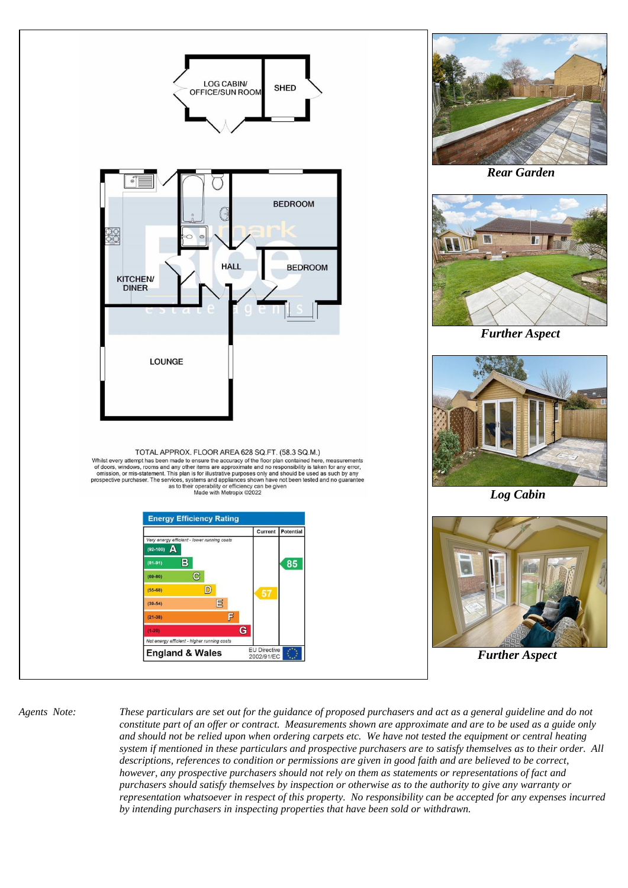LOG CABIN/ OFFICE/SUN ROOM

SHED

BEDROOM

HALL

BEDROOM

KITCHEN/ DINER

LOUNGE

TOTAL APPROX. FLOOR AREA 628 SQ.FT. (58.3 SQ.M.)
Whilst every attempt has been made to ensure the accuracy of the floor plan contained here, measurements of doors, windows, rooms and any other items are approximate and no responsibility is taken for any error, omission, or mis-statement. This plan is for illustrative purposes only and should be used as such by any prospective purchaser. The services, systems and appliances shown have not been tested and no guarantee as to their operability or efficiency can be given
Made with Metropix ©2022

**Energy Efficiency Rating**

| | Current | Potential |
|---|---|---|
| *Very energy efficient - lower running costs* | | |
| (92-100) A | | |
| (81-91) B | | 85 |
| (69-80) C | | |
| (55-68) D | 57 | |
| (39-54) E | | |
| (21-38) F | | |
| (1-20) G | | |
| *Not energy efficient - higher running costs* | | |
| **England & Wales** | EU Directive 2002/91/EC | |

***Rear Garden***

***Further Aspect***

***Log Cabin***

***Further Aspect***

*Agents Note:* *These particulars are set out for the guidance of proposed purchasers and act as a general guideline and do not constitute part of an offer or contract. Measurements shown are approximate and are to be used as a guide only and should not be relied upon when ordering carpets etc. We have not tested the equipment or central heating system if mentioned in these particulars and prospective purchasers are to satisfy themselves as to their order. All descriptions, references to condition or permissions are given in good faith and are believed to be correct, however, any prospective purchasers should not rely on them as statements or representations of fact and purchasers should satisfy themselves by inspection or otherwise as to the authority to give any warranty or representation whatsoever in respect of this property. No responsibility can be accepted for any expenses incurred by intending purchasers in inspecting properties that have been sold or withdrawn.*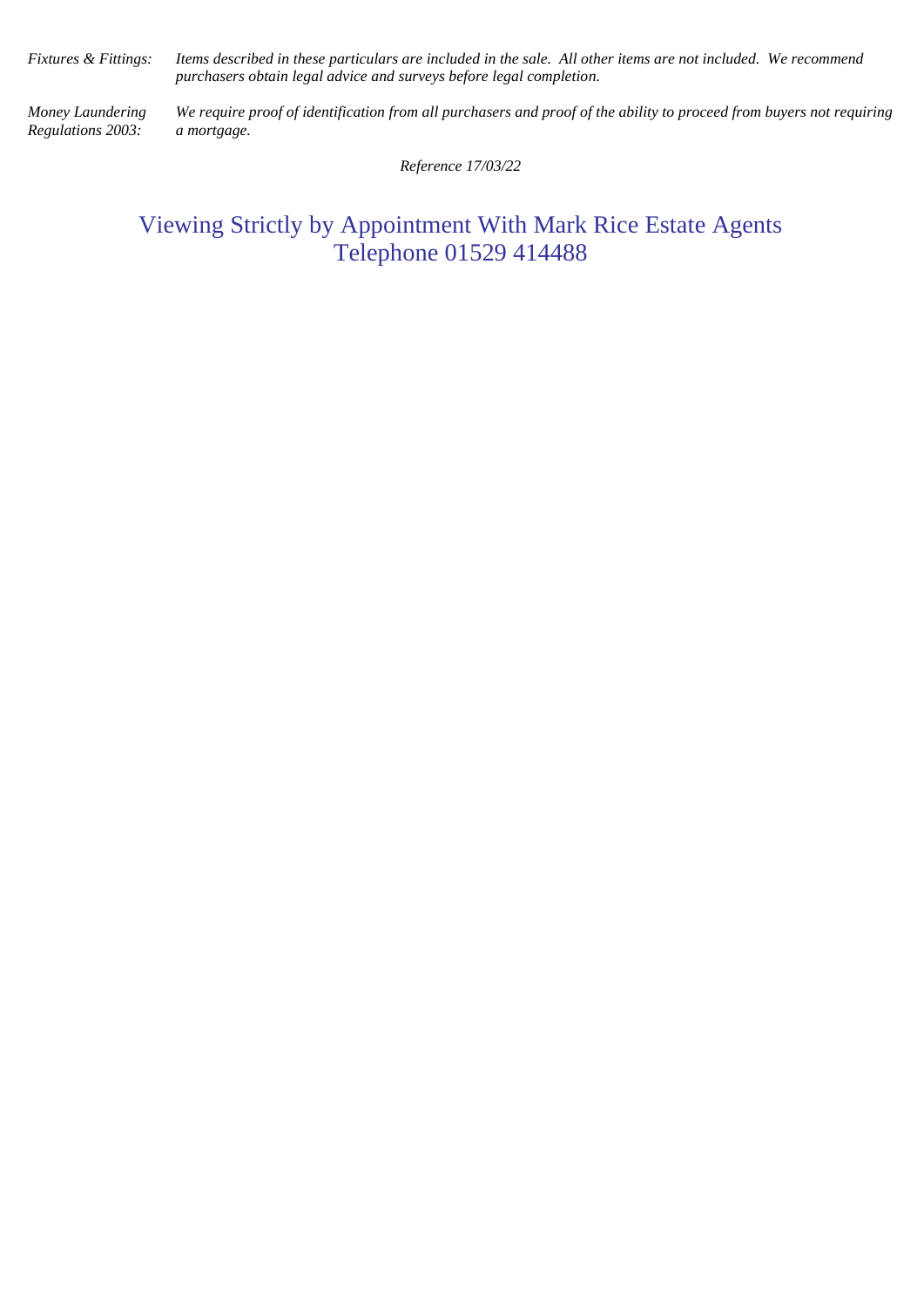*Fixtures & Fittings:* *Items described in these particulars are included in the sale. All other items are not included. We recommend purchasers obtain legal advice and surveys before legal completion.*

*Money Laundering Regulations 2003:* *We require proof of identification from all purchasers and proof of the ability to proceed from buyers not requiring a mortgage.*

*Reference 17/03/22*

Viewing Strictly by Appointment With Mark Rice Estate Agents
Telephone 01529 414488